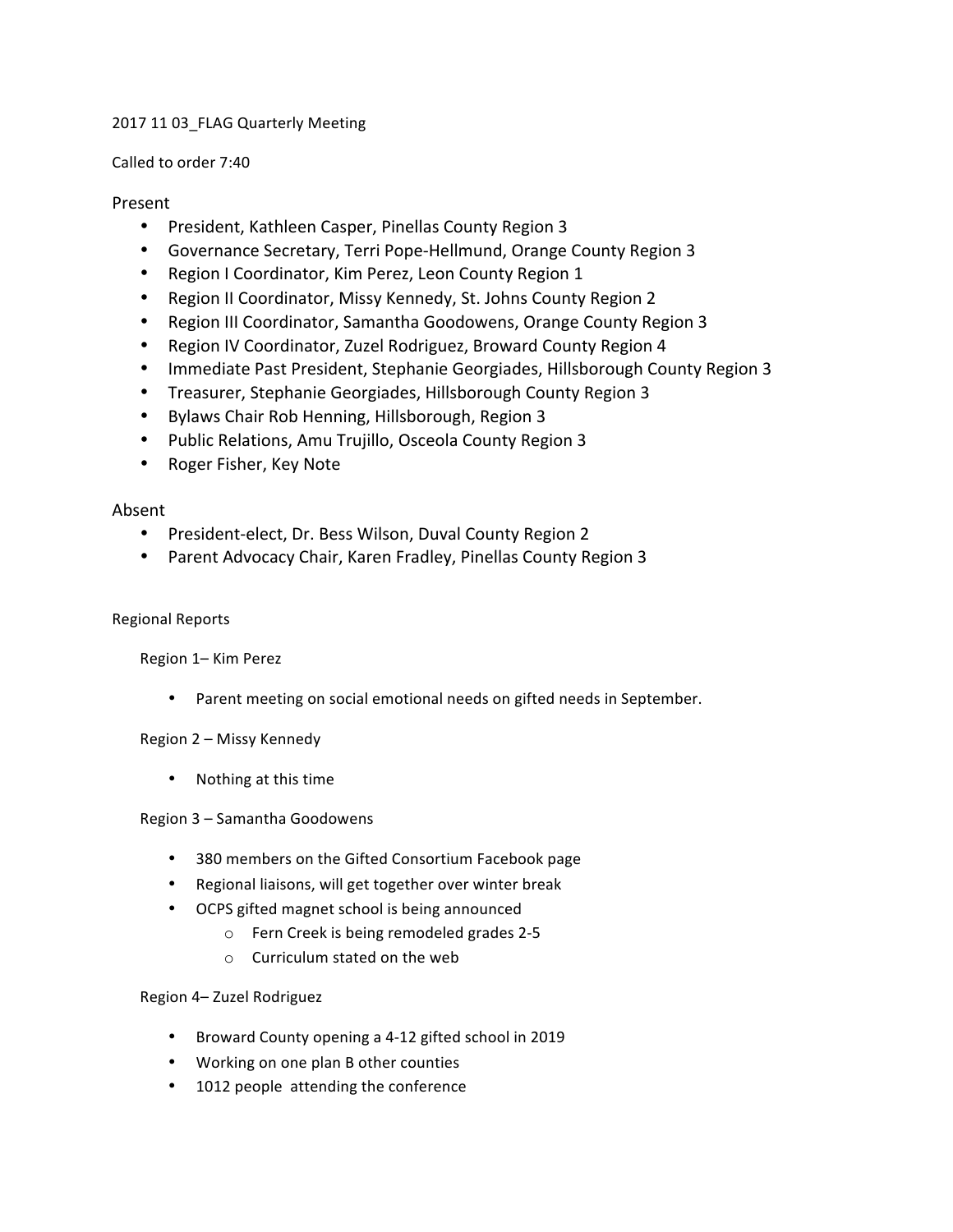2017 11 03_FLAG Quarterly Meeting

Called to order 7:40

## Present

- President, Kathleen Casper, Pinellas County Region 3
- Governance Secretary, Terri Pope-Hellmund, Orange County Region 3
- Region I Coordinator, Kim Perez, Leon County Region 1
- Region II Coordinator, Missy Kennedy, St. Johns County Region 2
- Region III Coordinator, Samantha Goodowens, Orange County Region 3
- Region IV Coordinator, Zuzel Rodriguez, Broward County Region 4
- Immediate Past President, Stephanie Georgiades, Hillsborough County Region 3
- Treasurer, Stephanie Georgiades, Hillsborough County Region 3
- Bylaws Chair Rob Henning, Hillsborough, Region 3
- Public Relations, Amu Trujillo, Osceola County Region 3
- Roger Fisher, Key Note

## Absent

- President-elect, Dr. Bess Wilson, Duval County Region 2
- Parent Advocacy Chair, Karen Fradley, Pinellas County Region 3

Regional Reports

Region 1– Kim Perez

- Parent meeting on social emotional needs on gifted needs in September.

Region 2 – Missy Kennedy

- Nothing at this time

Region 3 – Samantha Goodowens

- 380 members on the Gifted Consortium Facebook page
- Regional liaisons, will get together over winter break
- OCPS gifted magnet school is being announced
  - Fern Creek is being remodeled grades 2-5
  - Curriculum stated on the web

Region 4– Zuzel Rodriguez

- Broward County opening a 4-12 gifted school in 2019
- Working on one plan B other counties
- 1012 people attending the conference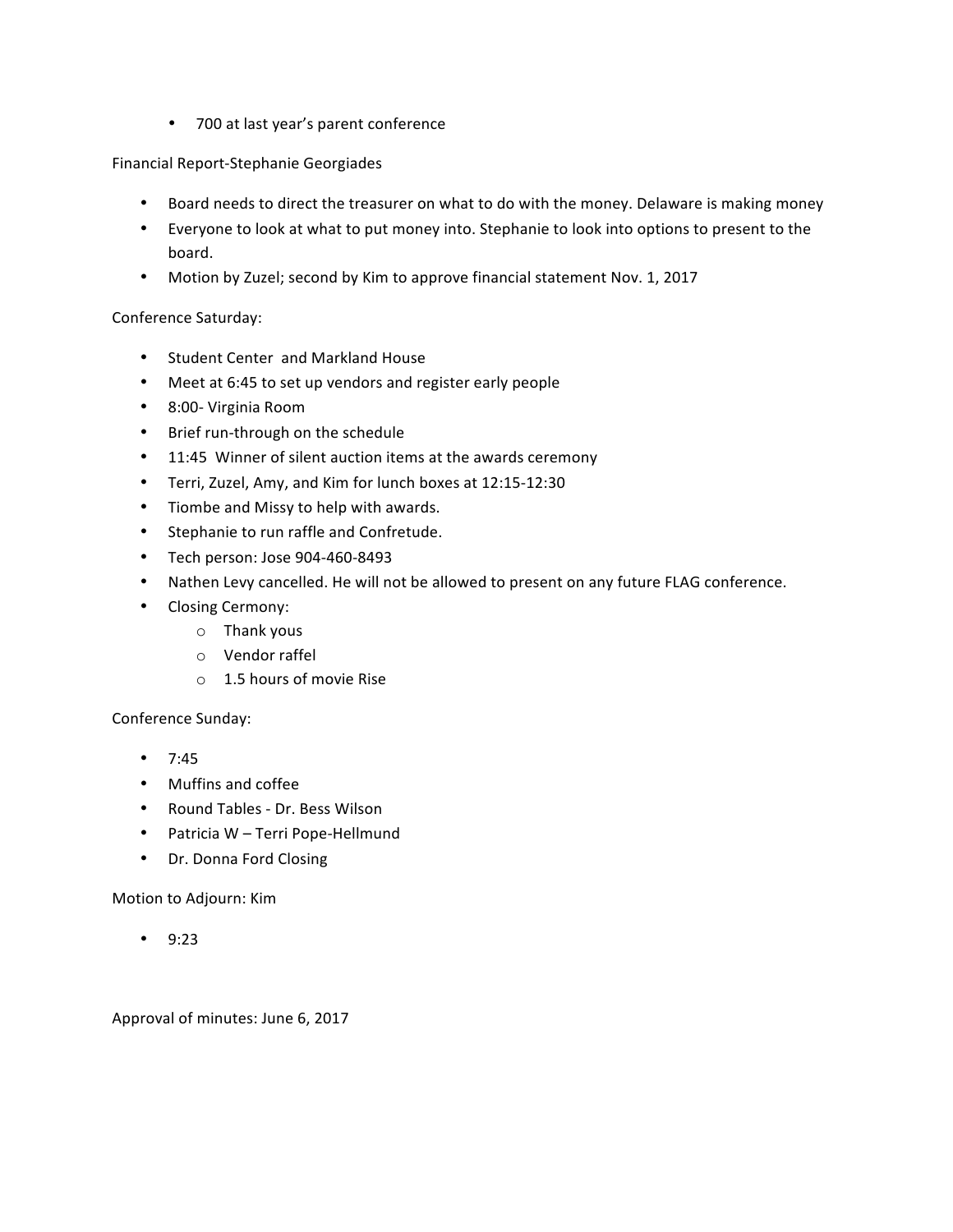- 700 at last year's parent conference

Financial Report-Stephanie Georgiades

- Board needs to direct the treasurer on what to do with the money. Delaware is making money
- Everyone to look at what to put money into. Stephanie to look into options to present to the board.
- Motion by Zuzel; second by Kim to approve financial statement Nov. 1, 2017

Conference Saturday:

- Student Center  and Markland House
- Meet at 6:45 to set up vendors and register early people
- 8:00- Virginia Room
- Brief run-through on the schedule
- 11:45  Winner of silent auction items at the awards ceremony
- Terri, Zuzel, Amy, and Kim for lunch boxes at 12:15-12:30
- Tiombe and Missy to help with awards.
- Stephanie to run raffle and Confretude.
- Tech person: Jose 904-460-8493
- Nathen Levy cancelled. He will not be allowed to present on any future FLAG conference.
- Closing Cermony:
    - Thank yous
    - Vendor raffel
    - 1.5 hours of movie Rise

Conference Sunday:

- 7:45
- Muffins and coffee
- Round Tables - Dr. Bess Wilson
- Patricia W – Terri Pope-Hellmund
- Dr. Donna Ford Closing

Motion to Adjourn: Kim

- 9:23

Approval of minutes: June 6, 2017